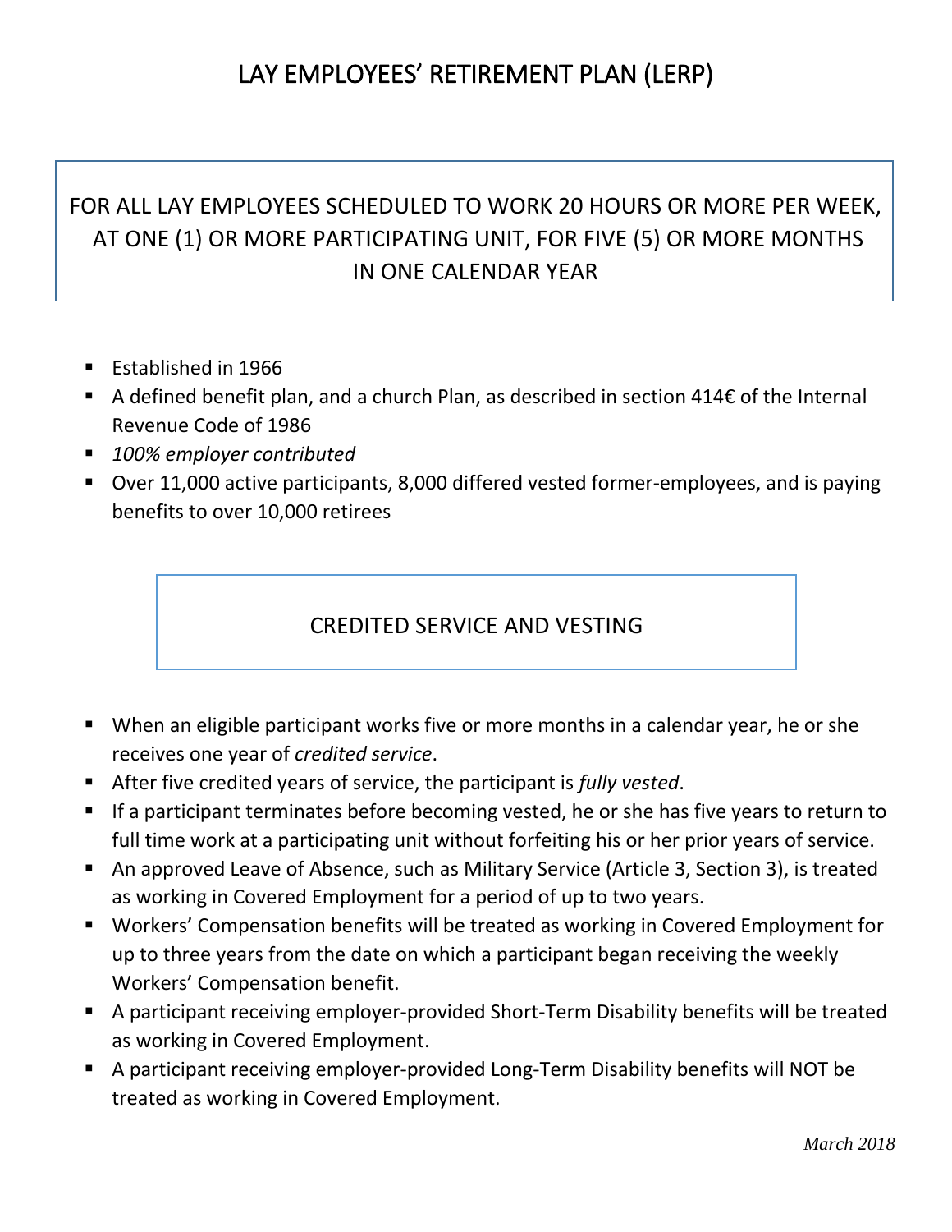# LAY EMPLOYEES' RETIREMENT PLAN (LERP)

FOR ALL LAY EMPLOYEES SCHEDULED TO WORK 20 HOURS OR MORE PER WEEK, AT ONE (1) OR MORE PARTICIPATING UNIT, FOR FIVE (5) OR MORE MONTHS IN ONE CALENDAR YEAR

- Established in 1966
- A defined benefit plan, and a church Plan, as described in section 414€ of the Internal Revenue Code of 1986
- *100% employer contributed*
- Over 11,000 active participants, 8,000 differed vested former-employees, and is paying benefits to over 10,000 retirees

## CREDITED SERVICE AND VESTING

- When an eligible participant works five or more months in a calendar year, he or she receives one year of *credited service*.
- After five credited years of service, the participant is *fully vested*.
- If a participant terminates before becoming vested, he or she has five years to return to full time work at a participating unit without forfeiting his or her prior years of service.
- An approved Leave of Absence, such as Military Service (Article 3, Section 3), is treated as working in Covered Employment for a period of up to two years.
- Workers' Compensation benefits will be treated as working in Covered Employment for up to three years from the date on which a participant began receiving the weekly Workers' Compensation benefit.
- A participant receiving employer-provided Short-Term Disability benefits will be treated as working in Covered Employment.
- A participant receiving employer-provided Long-Term Disability benefits will NOT be treated as working in Covered Employment.

*March 2018*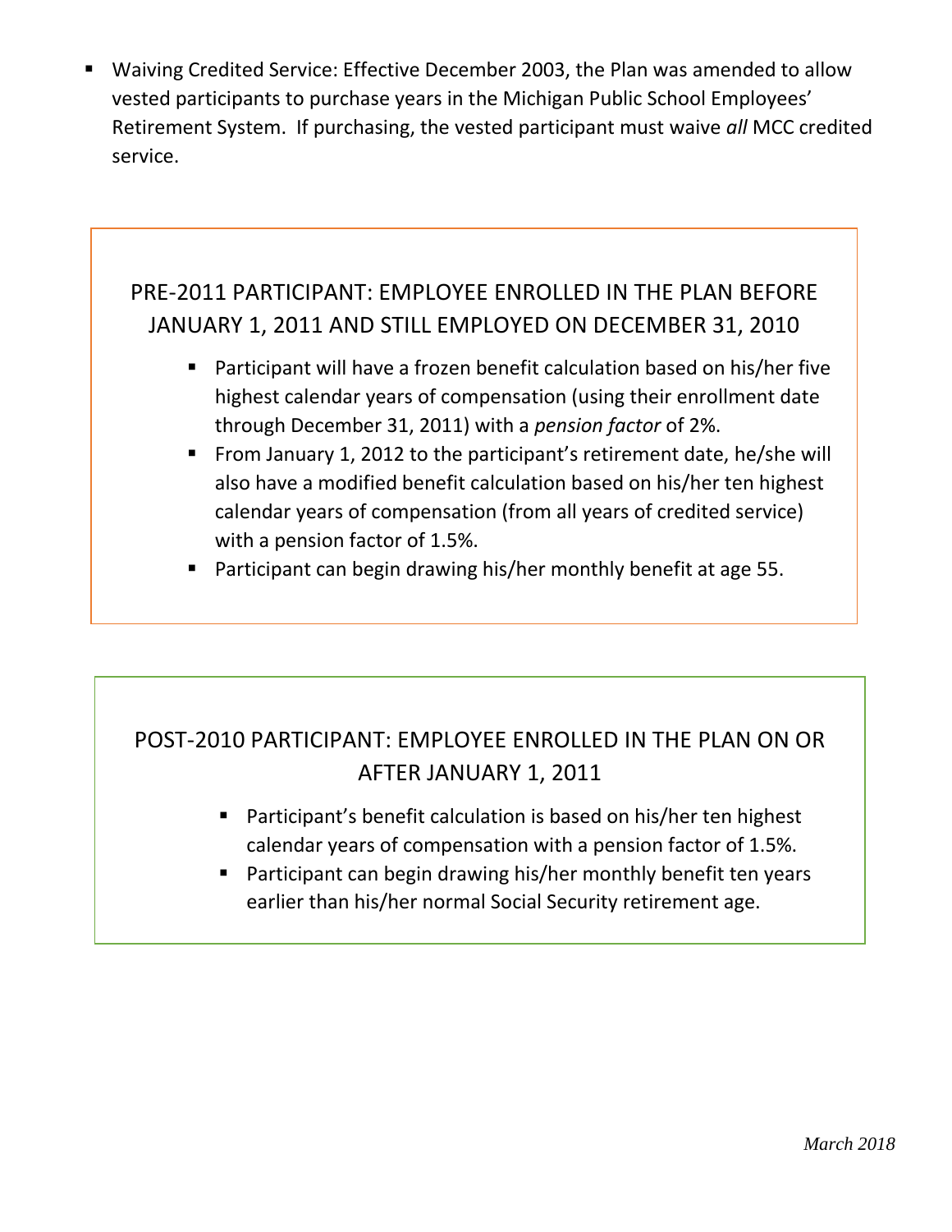- Waiving Credited Service: Effective December 2003, the Plan was amended to allow vested participants to purchase years in the Michigan Public School Employees' Retirement System. If purchasing, the vested participant must waive *all* MCC credited service.

## PRE-2011 PARTICIPANT: EMPLOYEE ENROLLED IN THE PLAN BEFORE JANUARY 1, 2011 AND STILL EMPLOYED ON DECEMBER 31, 2010

- Participant will have a frozen benefit calculation based on his/her five highest calendar years of compensation (using their enrollment date through December 31, 2011) with a *pension factor* of 2%.
- From January 1, 2012 to the participant's retirement date, he/she will also have a modified benefit calculation based on his/her ten highest calendar years of compensation (from all years of credited service) with a pension factor of 1.5%.
- Participant can begin drawing his/her monthly benefit at age 55.

## POST-2010 PARTICIPANT: EMPLOYEE ENROLLED IN THE PLAN ON OR AFTER JANUARY 1, 2011

- Participant's benefit calculation is based on his/her ten highest calendar years of compensation with a pension factor of 1.5%.
- Participant can begin drawing his/her monthly benefit ten years earlier than his/her normal Social Security retirement age.

*March 2018*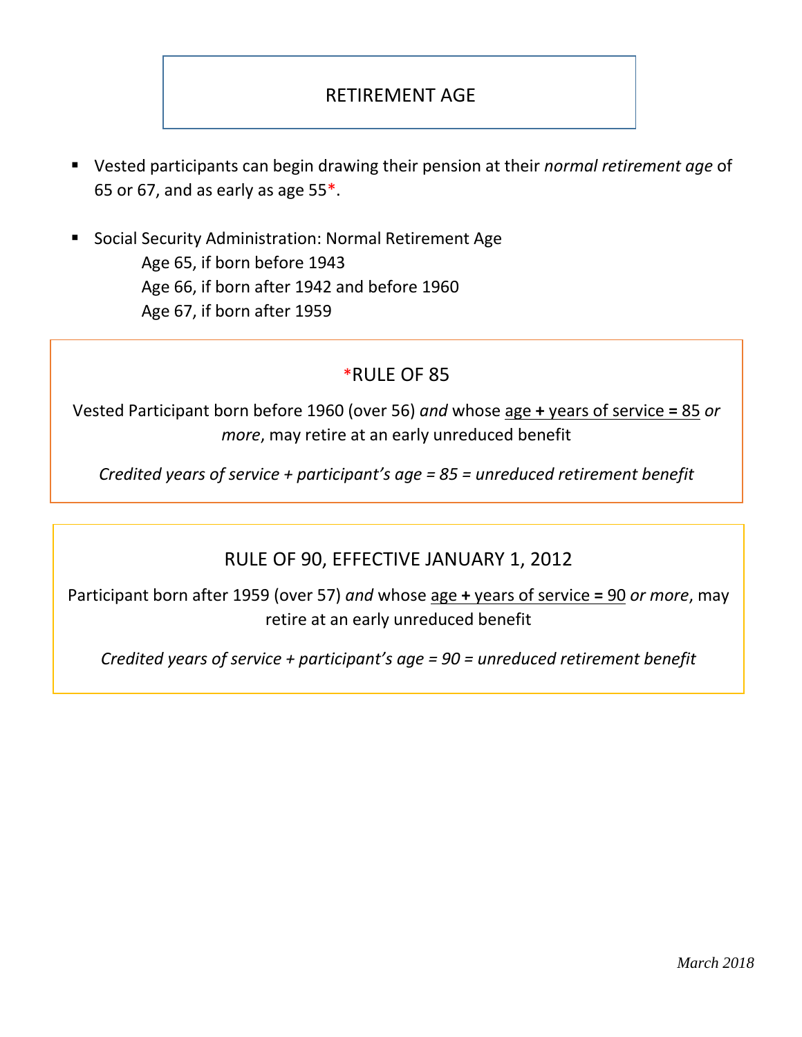# RETIREMENT AGE

- Vested participants can begin drawing their pension at their *normal retirement age* of 65 or 67, and as early as age 55*.

- Social Security Administration: Normal Retirement Age
  - Age 65, if born before 1943
  - Age 66, if born after 1942 and before 1960
  - Age 67, if born after 1959

## *RULE OF 85

Vested Participant born before 1960 (over 56) *and* whose <u>age **+** years of service **=** 85</u> *or more*, may retire at an early unreduced benefit

*Credited years of service + participant's age = 85 = unreduced retirement benefit*

## RULE OF 90, EFFECTIVE JANUARY 1, 2012

Participant born after 1959 (over 57) *and* whose <u>age **+** years of service **=** 90</u> *or more*, may retire at an early unreduced benefit

*Credited years of service + participant's age = 90 = unreduced retirement benefit*

*March 2018*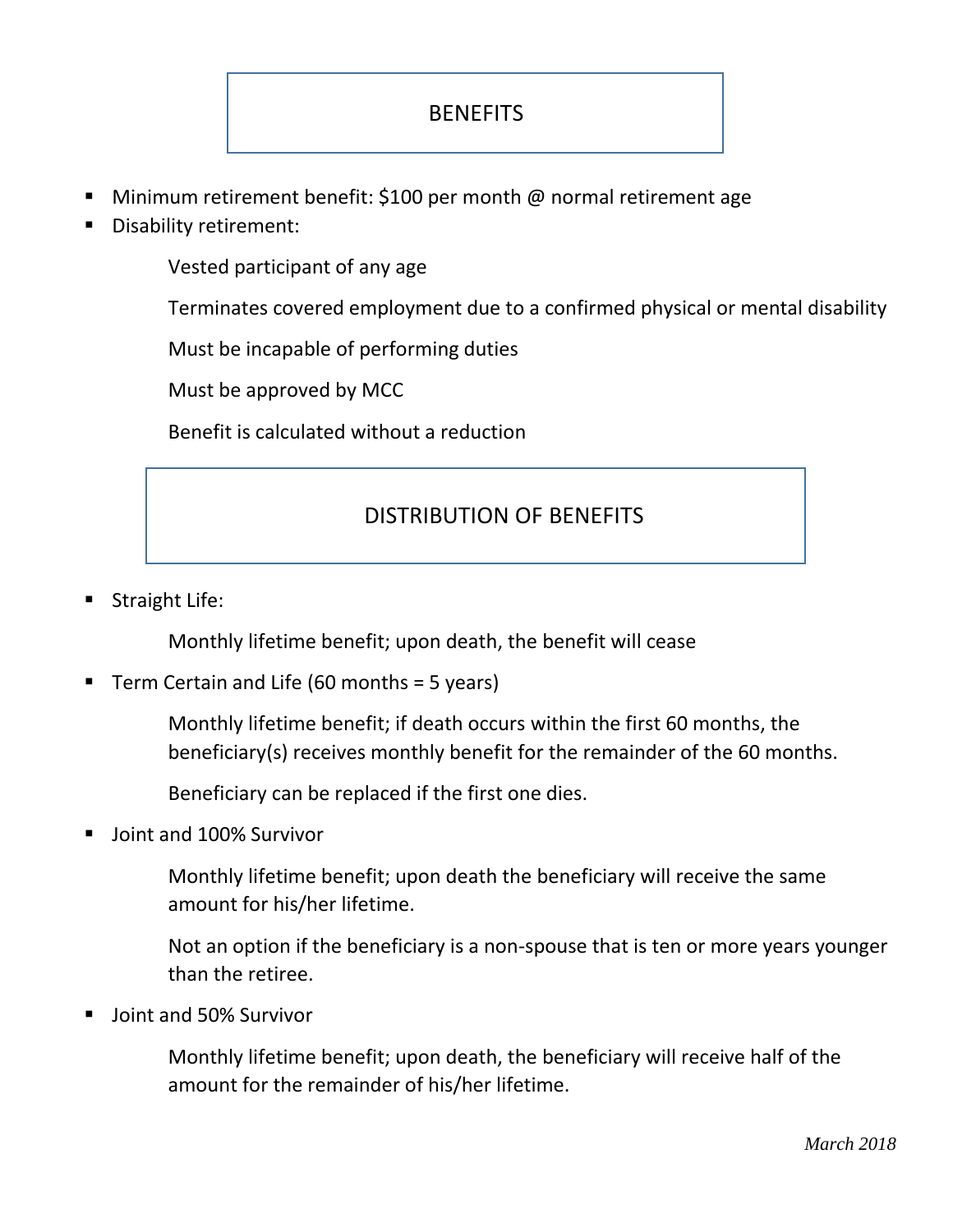## BENEFITS

- Minimum retirement benefit: $100 per month @ normal retirement age
- Disability retirement:

    Vested participant of any age

    Terminates covered employment due to a confirmed physical or mental disability

    Must be incapable of performing duties

    Must be approved by MCC

    Benefit is calculated without a reduction

## DISTRIBUTION OF BENEFITS

- Straight Life:

    Monthly lifetime benefit; upon death, the benefit will cease

- Term Certain and Life (60 months = 5 years)

    Monthly lifetime benefit; if death occurs within the first 60 months, the beneficiary(s) receives monthly benefit for the remainder of the 60 months.

    Beneficiary can be replaced if the first one dies.

- Joint and 100% Survivor

    Monthly lifetime benefit; upon death the beneficiary will receive the same amount for his/her lifetime.

    Not an option if the beneficiary is a non-spouse that is ten or more years younger than the retiree.

- Joint and 50% Survivor

    Monthly lifetime benefit; upon death, the beneficiary will receive half of the amount for the remainder of his/her lifetime.

*March 2018*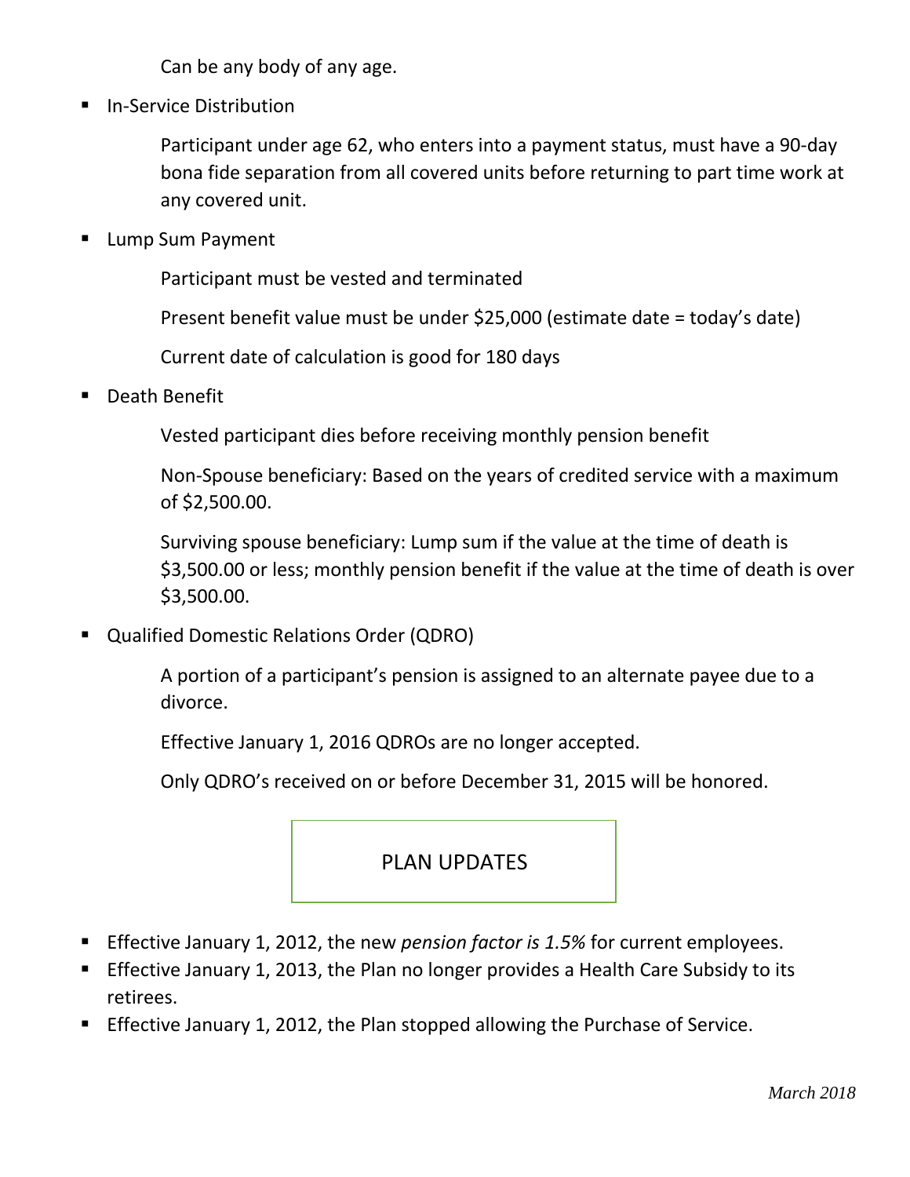Can be any body of any age.

- In-Service Distribution

  Participant under age 62, who enters into a payment status, must have a 90-day bona fide separation from all covered units before returning to part time work at any covered unit.

- Lump Sum Payment

  Participant must be vested and terminated

  Present benefit value must be under $25,000 (estimate date = today's date)

  Current date of calculation is good for 180 days

- Death Benefit

  Vested participant dies before receiving monthly pension benefit

  Non-Spouse beneficiary: Based on the years of credited service with a maximum of $2,500.00.

  Surviving spouse beneficiary: Lump sum if the value at the time of death is $3,500.00 or less; monthly pension benefit if the value at the time of death is over $3,500.00.

- Qualified Domestic Relations Order (QDRO)

  A portion of a participant's pension is assigned to an alternate payee due to a divorce.

  Effective January 1, 2016 QDROs are no longer accepted.

  Only QDRO's received on or before December 31, 2015 will be honored.

## PLAN UPDATES

- Effective January 1, 2012, the new *pension factor is 1.5%* for current employees.
- Effective January 1, 2013, the Plan no longer provides a Health Care Subsidy to its retirees.
- Effective January 1, 2012, the Plan stopped allowing the Purchase of Service.

*March 2018*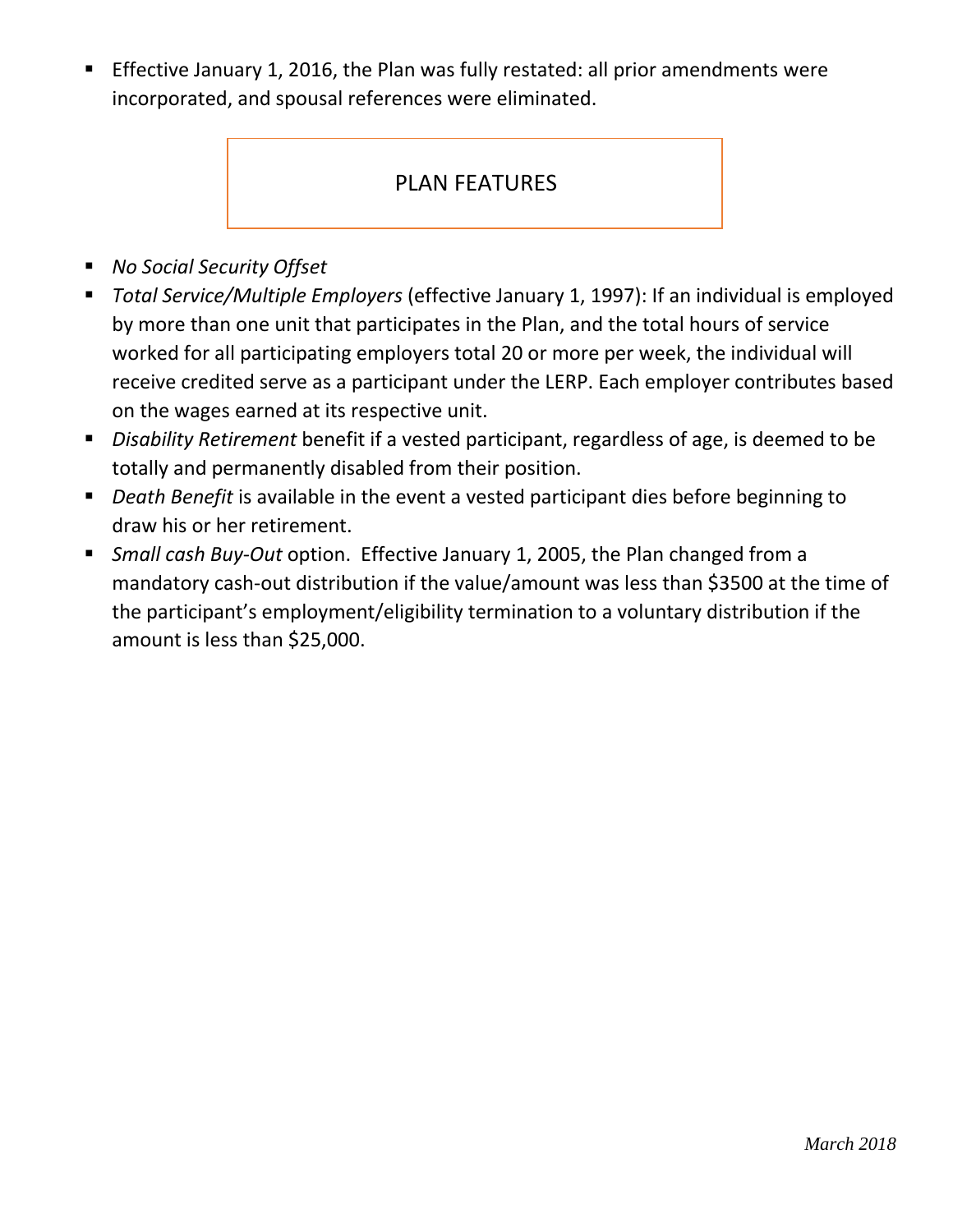- Effective January 1, 2016, the Plan was fully restated: all prior amendments were incorporated, and spousal references were eliminated.

## PLAN FEATURES

- *No Social Security Offset*
- *Total Service/Multiple Employers* (effective January 1, 1997): If an individual is employed by more than one unit that participates in the Plan, and the total hours of service worked for all participating employers total 20 or more per week, the individual will receive credited serve as a participant under the LERP. Each employer contributes based on the wages earned at its respective unit.
- *Disability Retirement* benefit if a vested participant, regardless of age, is deemed to be totally and permanently disabled from their position.
- *Death Benefit* is available in the event a vested participant dies before beginning to draw his or her retirement.
- *Small cash Buy-Out* option. Effective January 1, 2005, the Plan changed from a mandatory cash-out distribution if the value/amount was less than $3500 at the time of the participant's employment/eligibility termination to a voluntary distribution if the amount is less than $25,000.

*March 2018*